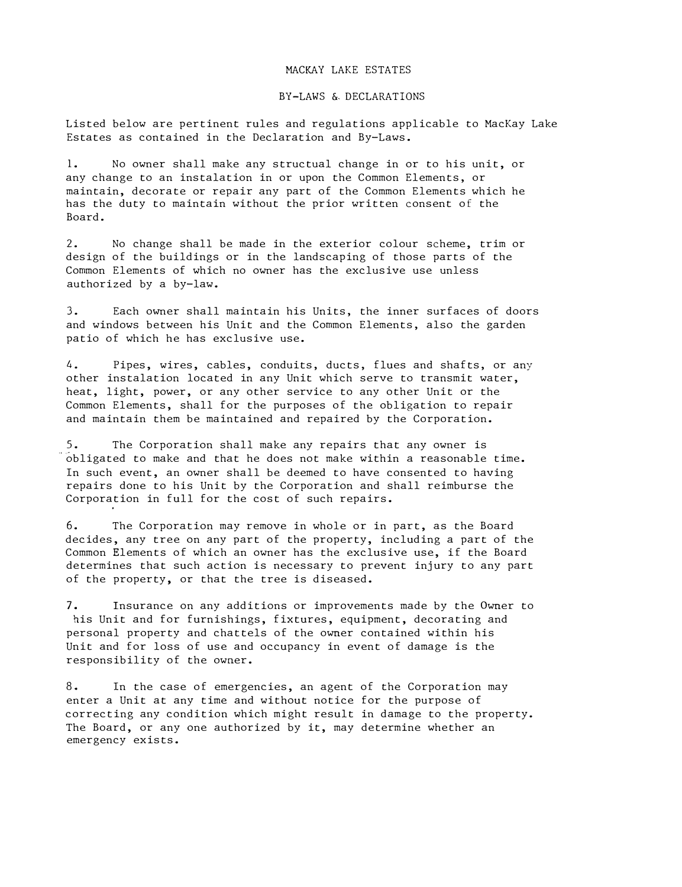# MACKAY LAKE ESTATES

## BY-LAWS & DECLARATIONS

Listed below are pertinent rules and regulations applicable to MacKay Lake Estates as contained in the Declaration and By-Laws.

1. No owner shall make any structual change in or to his unit, or any change to an instalation in or upon the Common Elements, or maintain, decorate or repair any part of the Common Elements which he has the duty to maintain without the prior written consent of the Board.

2. No change shall be made in the exterior colour scheme, trim or design of the buildings or in the landscaping of those parts of the Common Elements of which no owner has the exclusive use unless authorized by a by-law.

3. Each owner shall maintain his Units, the inner surfaces of doors and windows between his Unit and the Common Elements, also the garden patio of which he has exclusive use.

4. Pipes, wires, cables, conduits, ducts, flues and shafts, or any other instalation located in any Unit which serve to transmit water, heat, light, power, or any other service to any other Unit or the Common Elements, shall for the purposes of the obligation to repair and maintain them be maintained and repaired by the Corporation.

5. The Corporation shall make any repairs that any owner is obligated to make and that he does not make within a reasonable time. In such event, an owner shall be deemed to have consented to having repairs done to his Unit by the Corporation and shall reimburse the Corporation in full for the cost of such repairs.

6. The Corporation may remove in whole or in part, as the Board decides, any tree on any part of the property, including a part of the Common Elements of which an owner has the exclusive use, if the Board determines that such action is necessary to prevent injury to any part of the property, or that the tree is diseased.

7. Insurance on any additions or improvements made by the Owner to his Unit and for furnishings, fixtures, equipment, decorating and personal property and chattels of the owner contained within his Unit and for loss of use and occupancy in event of damage is the responsibility of the owner.

8. In the case of emergencies, an agent of the Corporation may enter a Unit at any time and without notice for the purpose of correcting any condition which might result in damage to the property. The Board, or any one authorized by it, may determine whether an emergency exists.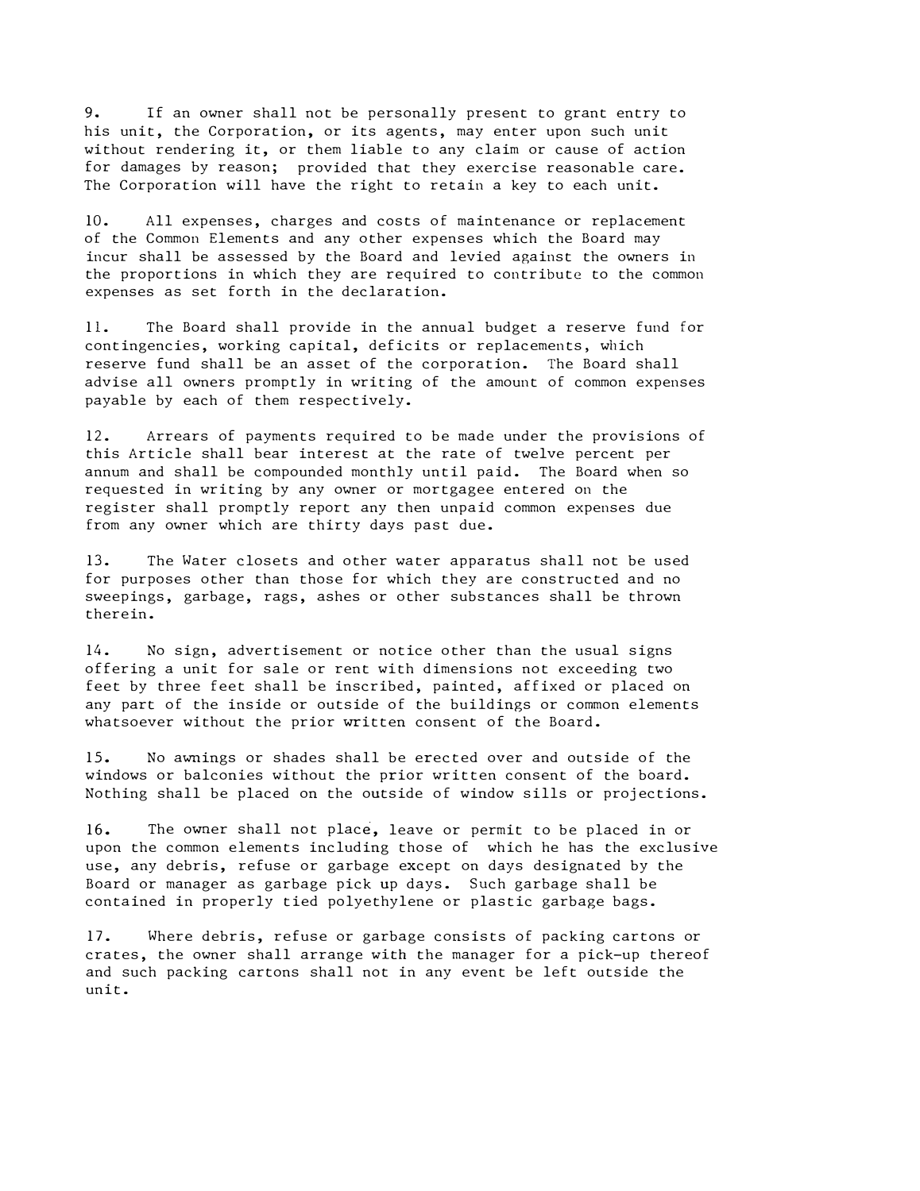9. If an owner shall not be personally present to grant entry to his unit, the Corporation, or its agents, may enter upon such unit without rendering it, or them liable to any claim or cause of action for damages by reason; provided that they exercise reasonable care. The Corporation will have the right to retain a key to each unit.

10. All expenses, charges and costs of maintenance or replacement of the Common Elements and any other expenses which the Board may incur shall be assessed by the Board and levied against the owners in the proportions in which they are required to contribute to the common expenses as set forth in the declaration.

11. The Board shall provide in the annual budget a reserve fund for contingencies, working capital, deficits or replacements, which reserve fund shall be an asset of the corporation. The Board shall advise all owners promptly in writing of the amount of common expenses payable by each of them respectively.

12. Arrears of payments required to be made under the provisions of this Article shall bear interest at the rate of twelve percent per annum and shall be compounded monthly until paid. The Board when so requested in writing by any owner or mortgagee entered on the register shall promptly report any then unpaid common expenses due from any owner which are thirty days past due.

13. The Water closets and other water apparatus shall not be used for purposes other than those for which they are constructed and no sweepings, garbage, rags, ashes or other substances shall be thrown therein.

14. No sign, advertisement or notice other than the usual signs offering a unit for sale or rent with dimensions not exceeding two feet by three feet shall be inscribed, painted, affixed or placed on any part of the inside or outside of the buildings or common elements whatsoever without the prior written consent of the Board.

15. No awnings or shades shall be erected over and outside of the windows or balconies without the prior written consent of the board. Nothing shall be placed on the outside of window sills or projections.

16. The owner shall not place, leave or permit to be placed in or upon the common elements including those of which he has the exclusive use, any debris, refuse or garbage except on days designated by the Board or manager as garbage pick up days. Such garbage shall be contained in properly tied polyethylene or plastic garbage bags.

17. Where debris, refuse or garbage consists of packing cartons or crates, the owner shall arrange with the manager for a pick-up thereof and such packing cartons shall not in any event be left outside the unit.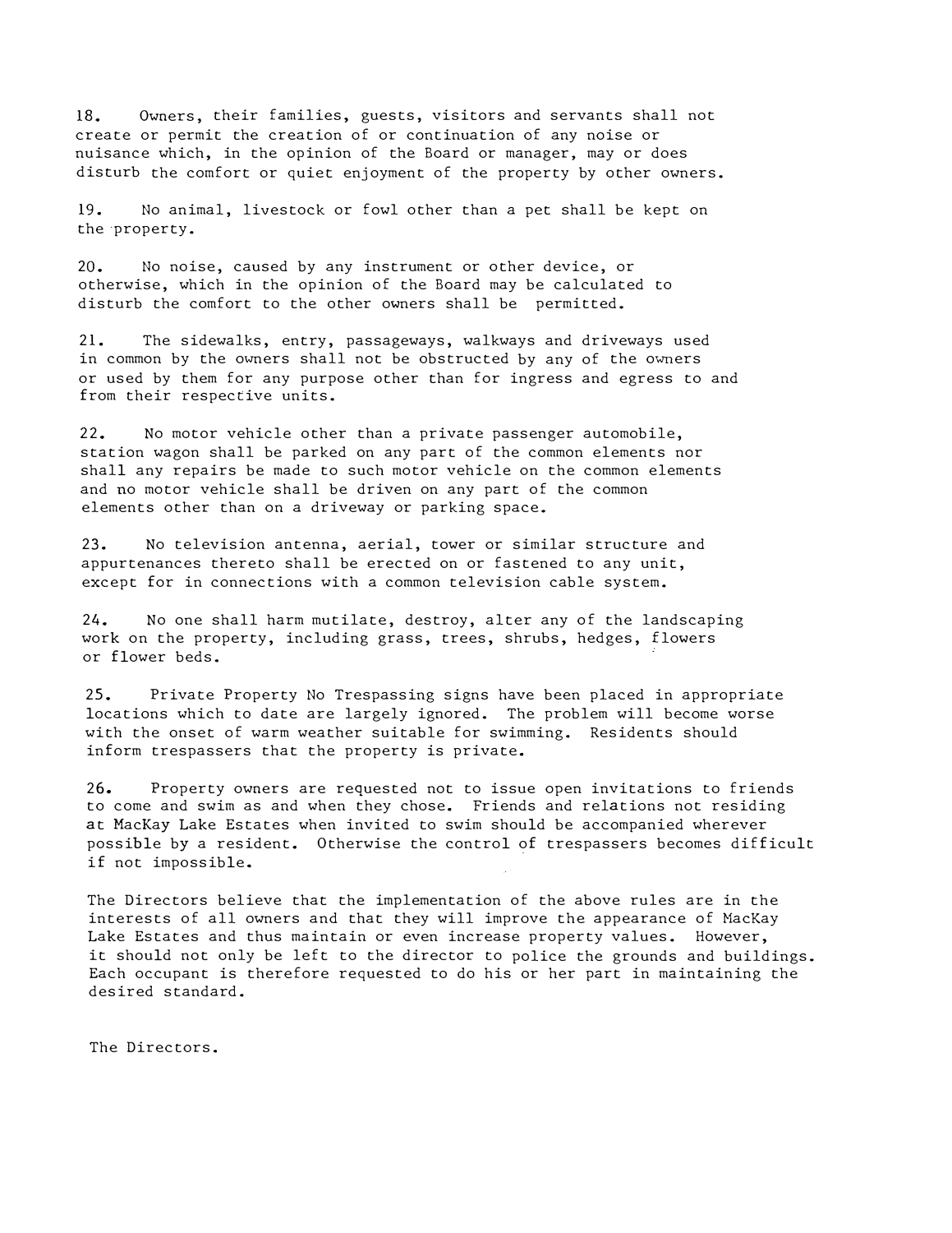18. Owners, their families, guests, visitors and servants shall not create or permit the creation of or continuation of any noise or nuisance which, in the opinion of the Board or manager, may or does disturb the comfort or quiet enjoyment of the property by other owners.

19. No animal, livestock or fowl other than a pet shall be kept on the property.

20. No noise, caused by any instrument or other device, or otherwise, which in the opinion of the Board may be calculated to disturb the comfort to the other owners shall be permitted.

21. The sidewalks, entry, passageways, walkways and driveways used in common by the owners shall not be obstructed by any of the owners or used by them for any purpose other than for ingress and egress to and from their respective units.

22. No motor vehicle other than a private passenger automobile, station wagon shall be parked on any part of the common elements nor shall any repairs be made to such motor vehicle on the common elements and no motor vehicle shall be driven on any part of the common elements other than on a driveway or parking space.

23. No television antenna, aerial, tower or similar structure and appurtenances thereto shall be erected on or fastened to any unit, except for in connections with a common television cable system.

24. No one shall harm mutilate, destroy, alter any of the landscaping work on the property, including grass, trees, shrubs, hedges, flowers or flower beds.

25. Private Property No Trespassing signs have been placed in appropriate locations which to date are largely ignored. The problem will become worse with the onset of warm weather suitable for swimming. Residents should inform trespassers that the property is private.

26. Property owners are requested not to issue open invitations to friends to come and swim as and when they chose. Friends and relations not residing at MacKay Lake Estates when invited to swim should be accompanied wherever possible by a resident. Otherwise the control of trespassers becomes difficult if not impossible.

The Directors believe that the implementation of the above rules are in the interests of all owners and that they will improve the appearance of MacKay Lake Estates and thus maintain or even increase property values. However, it should not only be left to the director to police the grounds and buildings. Each occupant is therefore requested to do his or her part in maintaining the desired standard.

The Directors.